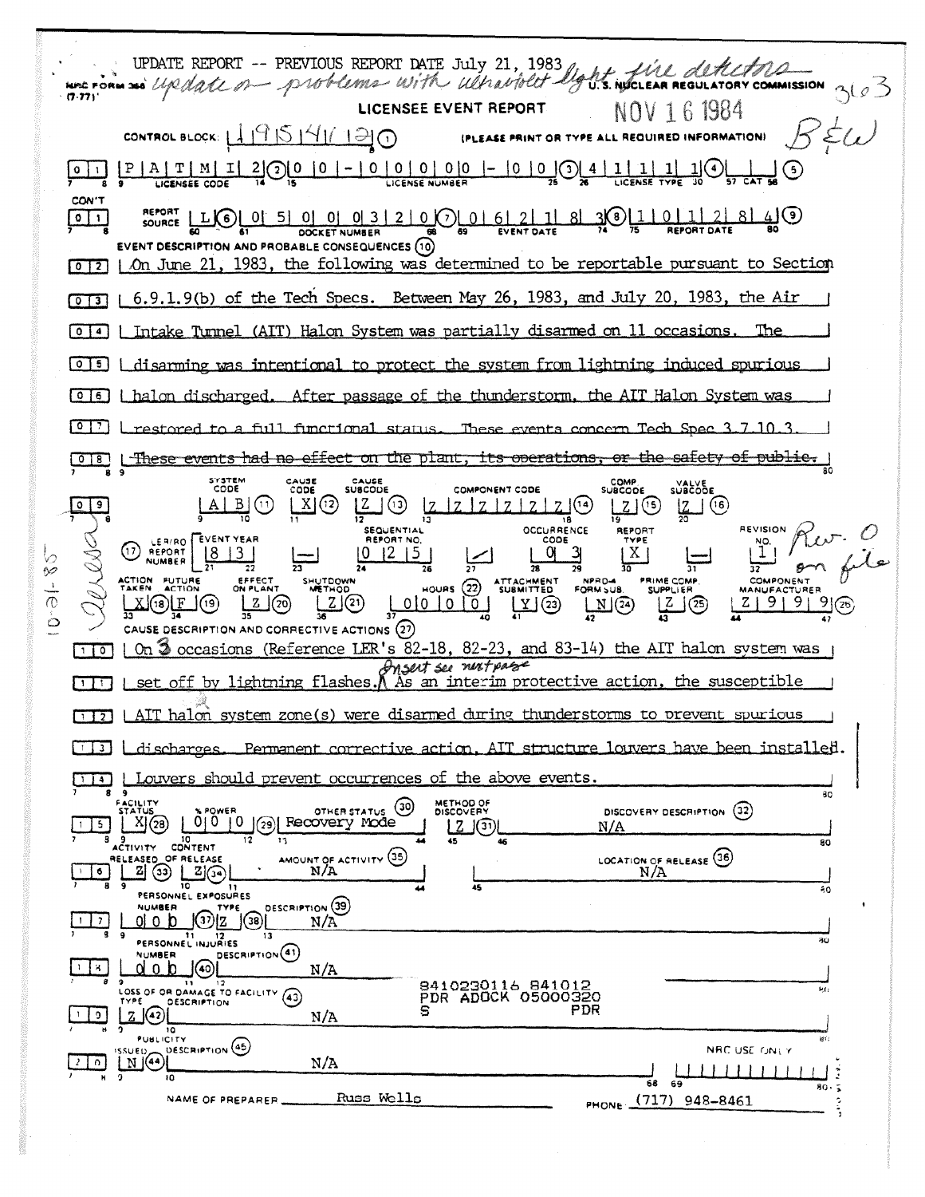UPDATE REPORT -- PREVIOUS REPORT DATE July 21, 1983 *update on problems with ultraviolet light fire detectors*

NRC FORM 366 (7-77) U.S. NUCLEAR REGULATORY COMMISSION 3103

**LICENSEE EVENT REPORT** NOV 16 1984

*B&W*

CONTROL BLOCK: 1 9 5 4 1 2 ① (PLEASE PRINT OR TYPE ALL REQUIRED INFORMATION)

| 0 1 | P A T M I 2 ② | 0 0 - 0 0 0 0 0 - 0 0 ③ | 4 1 1 1 1 ④ | ⑤ |
|---|---|---|---|---|
| | LICENSEE CODE | LICENSE NUMBER | LICENSE TYPE | CAT |

CON'T

| 0 1 | REPORT SOURCE L ⑥ | 0 5 0 0 0 3 2 0 ⑦ | 0 6 2 1 8 3 ⑧ | 1 0 1 2 8 4 ⑨ |
|---|---|---|---|---|
| | | DOCKET NUMBER | EVENT DATE | REPORT DATE |

EVENT DESCRIPTION AND PROBABLE CONSEQUENCES ⑩

| | |
|---|---|
| 0 2 | On June 21, 1983, the following was determined to be reportable pursuant to Section |
| 0 3 | 6.9.1.9(b) of the Tech Specs. Between May 26, 1983, and July 20, 1983, the Air |
| 0 4 | Intake Tunnel (AIT) Halon System was partially disarmed on 11 occasions. The |
| 0 5 | disarming was intentional to protect the system from lightning induced spurious |
| 0 6 | halon discharged. After passage of the thunderstorm, the AIT Halon System was |
| 0 7 | restored to a full functional status. These events concern Tech Spec 3.7.10.3. |
| 0 8 | ~~These events had no effect on the plant, its operations, or the safety of public.~~ |

| | SYSTEM CODE | CAUSE CODE | CAUSE SUBCODE | COMPONENT CODE | COMP SUBCODE | VALVE SUBCODE |
|---|---|---|---|---|---|---|
| 0 9 | A B ⑪ | X ⑫ | Z ⑬ | Z Z Z Z Z Z ⑭ | Z ⑮ | Z ⑯ |

| ⑰ LER/RO REPORT NUMBER | EVENT YEAR | | SEQUENTIAL REPORT NO. | | OCCURRENCE CODE | REPORT TYPE | | REVISION NO. |
|---|---|---|---|---|---|---|---|---|
| | 8 3 | — | 0 2 5 | / | 0 3 | X | — | 1 |

*Rev. 0 on file*

| ACTION TAKEN | FUTURE ACTION | EFFECT ON PLANT | SHUTDOWN METHOD | HOURS ㉒ | ATTACHMENT SUBMITTED | NPRD-4 FORM SUB. | PRIME COMP. SUPPLIER | COMPONENT MANUFACTURER |
|---|---|---|---|---|---|---|---|---|
| X ⑱ | F ⑲ | Z ⑳ | Z ㉑ | 0 0 0 0 | Y ㉓ | N ㉔ | Z ㉕ | Z 9 9 9 ㉖ |

*10-31-85 Review*

CAUSE DESCRIPTION AND CORRECTIVE ACTIONS ㉗

| | |
|---|---|
| 1 0 | On 3 occasions (Reference LER's 82-18, 82-23, and 83-14) the AIT halon system was |
| 1 1 | set off by lightning flashes. *Insert see next page* As an interim protective action, the susceptible |
| 1 2 | AIT halon system zone(s) were disarmed during thunderstorms to prevent spurious |
| 1 3 | discharges. Permanent corrective action, AIT structure louvers have been installed. |
| 1 4 | Louvers should prevent occurrences of the above events. |

| | FACILITY STATUS | % POWER | OTHER STATUS ㉚ | METHOD OF DISCOVERY | DISCOVERY DESCRIPTION ㉜ |
|---|---|---|---|---|---|
| 1 5 | X ㉘ | 0 0 0 ㉙ | Recovery Mode | Z ㉛ | N/A |

| | ACTIVITY RELEASED | CONTENT OF RELEASE | AMOUNT OF ACTIVITY ㉟ | LOCATION OF RELEASE ㊱ |
|---|---|---|---|---|
| 1 6 | Z ㉝ | Z ㉞ | N/A | N/A |

PERSONNEL EXPOSURES

| | NUMBER | TYPE | DESCRIPTION ㊴ |
|---|---|---|---|
| 1 7 | 0 0 0 ㊲ | Z ㊳ | N/A |

PERSONNEL INJURIES

| | NUMBER | DESCRIPTION ㊶ |
|---|---|---|
| 1 8 | 0 0 0 ㊵ | N/A |

8410230116 841012
PDR ADOCK 05000320
S PDR

LOSS OF OR DAMAGE TO FACILITY ㊸

| | TYPE | DESCRIPTION |
|---|---|---|
| 1 9 | Z ㊷ | N/A |

PUBLICITY

| | ISSUED | DESCRIPTION ㊺ | NRC USE ONLY |
|---|---|---|---|
| 2 0 | N ㊹ | N/A | |

NAME OF PREPARER Russ Wells PHONE: (717) 948-8461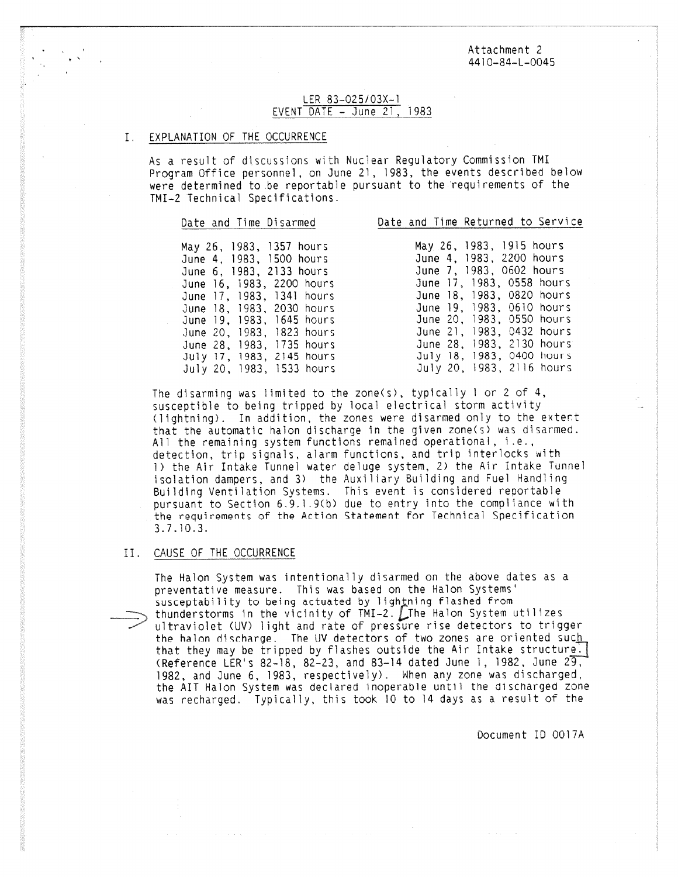Attachment 2
4410-84-L-0045

LER 83-025/03X-1
EVENT DATE - June 21, 1983

## I. EXPLANATION OF THE OCCURRENCE

As a result of discussions with Nuclear Regulatory Commission TMI Program Office personnel, on June 21, 1983, the events described below were determined to be reportable pursuant to the requirements of the TMI-2 Technical Specifications.

| Date and Time Disarmed | Date and Time Returned to Service |
|---|---|
| May 26, 1983, 1357 hours | May 26, 1983, 1915 hours |
| June 4, 1983, 1500 hours | June 4, 1983, 2200 hours |
| June 6, 1983, 2133 hours | June 7, 1983, 0602 hours |
| June 16, 1983, 2200 hours | June 17, 1983, 0558 hours |
| June 17, 1983, 1341 hours | June 18, 1983, 0820 hours |
| June 18, 1983, 2030 hours | June 19, 1983, 0610 hours |
| June 19, 1983, 1645 hours | June 20, 1983, 0550 hours |
| June 20, 1983, 1823 hours | June 21, 1983, 0432 hours |
| June 28, 1983, 1735 hours | June 28, 1983, 2130 hours |
| July 17, 1983, 2145 hours | July 18, 1983, 0400 hours |
| July 20, 1983, 1533 hours | July 20, 1983, 2116 hours |

The disarming was limited to the zone(s), typically 1 or 2 of 4, susceptible to being tripped by local electrical storm activity (lightning). In addition, the zones were disarmed only to the extent that the automatic halon discharge in the given zone(s) was disarmed. All the remaining system functions remained operational, i.e., detection, trip signals, alarm functions, and trip interlocks with 1) the Air Intake Tunnel water deluge system, 2) the Air Intake Tunnel isolation dampers, and 3) the Auxiliary Building and Fuel Handling Building Ventilation Systems. This event is considered reportable pursuant to Section 6.9.1.9(b) due to entry into the compliance with the requirements of the Action Statement for Technical Specification 3.7.10.3.

## II. CAUSE OF THE OCCURRENCE

The Halon System was intentionally disarmed on the above dates as a preventative measure. This was based on the Halon Systems' susceptability to being actuated by lightning flashed from thunderstorms in the vicinity of TMI-2. The Halon System utilizes ultraviolet (UV) light and rate of pressure rise detectors to trigger the halon discharge. The UV detectors of two zones are oriented such that they may be tripped by flashes outside the Air Intake structure. (Reference LER's 82-18, 82-23, and 83-14 dated June 1, 1982, June 29, 1982, and June 6, 1983, respectively). When any zone was discharged, the AIT Halon System was declared inoperable until the discharged zone was recharged. Typically, this took 10 to 14 days as a result of the

Document ID 0017A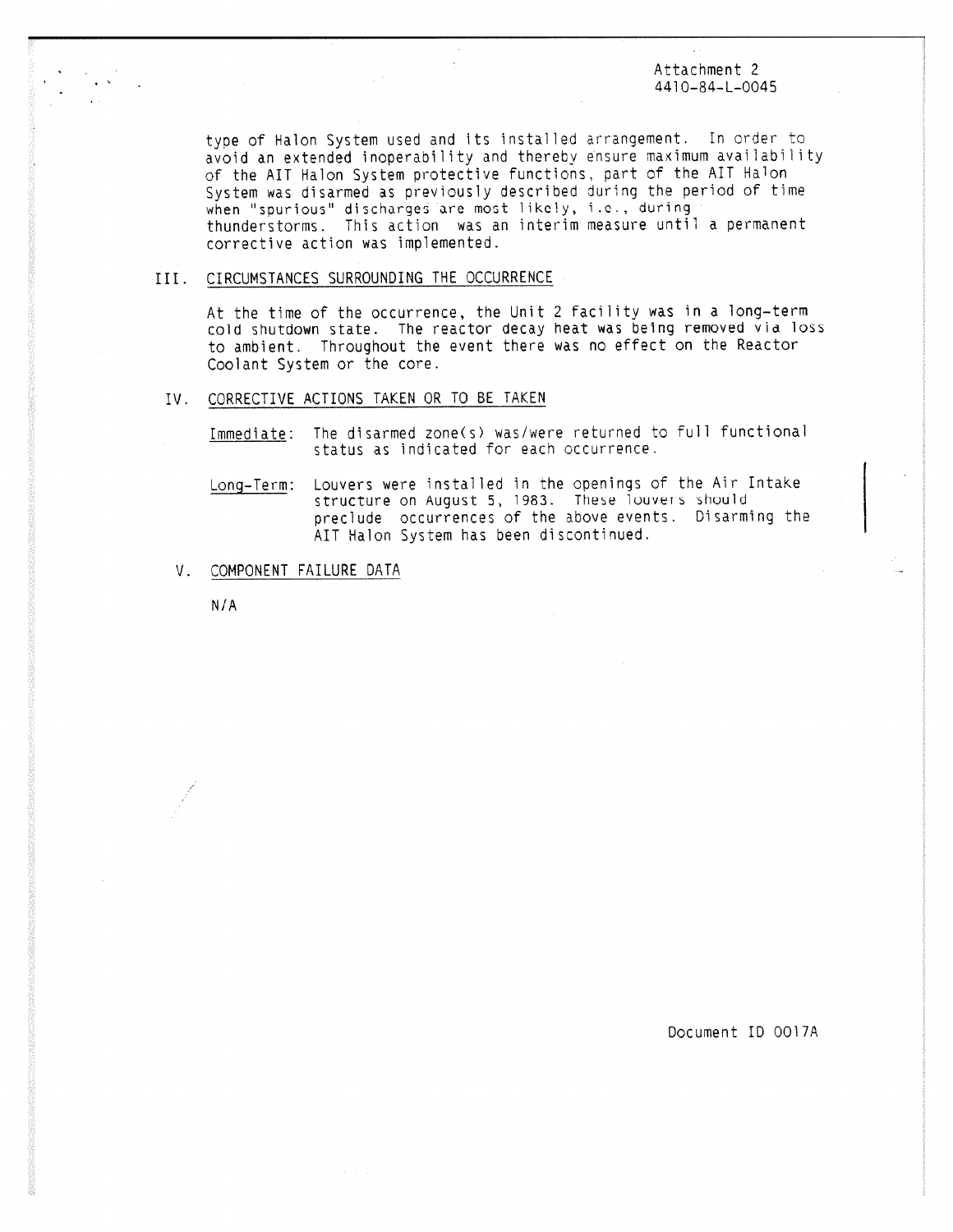Attachment 2
4410-84-L-0045

type of Halon System used and its installed arrangement. In order to avoid an extended inoperability and thereby ensure maximum availability of the AIT Halon System protective functions, part of the AIT Halon System was disarmed as previously described during the period of time when "spurious" discharges are most likely, i.e., during thunderstorms. This action was an interim measure until a permanent corrective action was implemented.

## III. CIRCUMSTANCES SURROUNDING THE OCCURRENCE

At the time of the occurrence, the Unit 2 facility was in a long-term cold shutdown state. The reactor decay heat was being removed via loss to ambient. Throughout the event there was no effect on the Reactor Coolant System or the core.

## IV. CORRECTIVE ACTIONS TAKEN OR TO BE TAKEN

Immediate: The disarmed zone(s) was/were returned to full functional status as indicated for each occurrence.

Long-Term: Louvers were installed in the openings of the Air Intake structure on August 5, 1983. These louvers should preclude occurrences of the above events. Disarming the AIT Halon System has been discontinued.

## V. COMPONENT FAILURE DATA

N/A

Document ID 0017A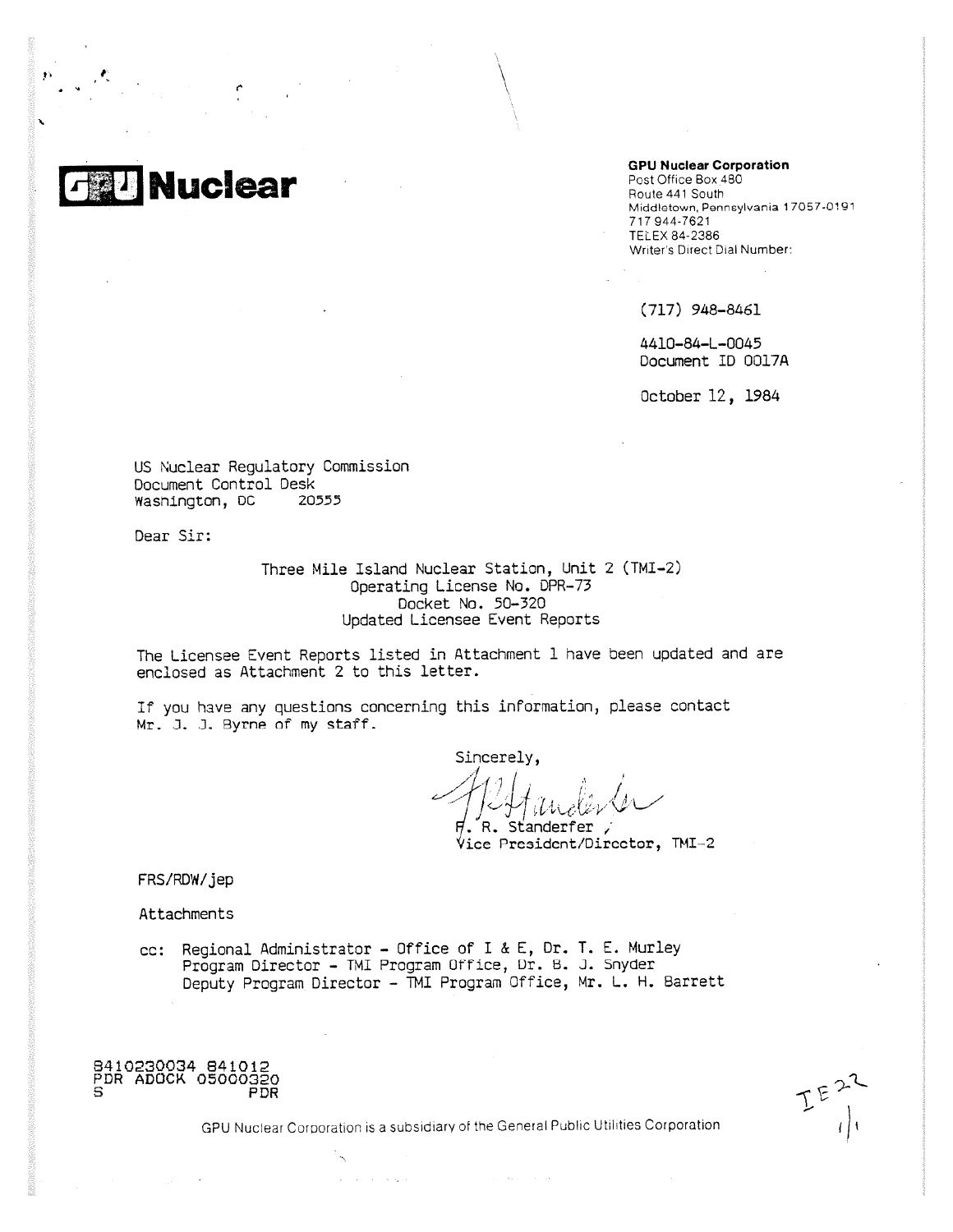**GPU Nuclear**

**GPU Nuclear Corporation**
Post Office Box 480
Route 441 South
Middletown, Pennsylvania 17057-0191
717 944-7621
TELEX 84-2386
Writer's Direct Dial Number:

(717) 948-8461

4410-84-L-0045
Document ID 0017A

October 12, 1984

US Nuclear Regulatory Commission
Document Control Desk
Washington, DC 20555

Dear Sir:

Three Mile Island Nuclear Station, Unit 2 (TMI-2)
Operating License No. DPR-73
Docket No. 50-320
Updated Licensee Event Reports

The Licensee Event Reports listed in Attachment 1 have been updated and are enclosed as Attachment 2 to this letter.

If you have any questions concerning this information, please contact Mr. J. J. Byrne of my staff.

Sincerely,

F. R. Standerfer
Vice President/Director, TMI-2

FRS/RDW/jep

Attachments

cc: Regional Administrator - Office of I & E, Dr. T. E. Murley
Program Director - TMI Program Office, Dr. B. J. Snyder
Deputy Program Director - TMI Program Office, Mr. L. H. Barrett

8410230034 841012
PDR ADOCK 05000320
S PDR

GPU Nuclear Corporation is a subsidiary of the General Public Utilities Corporation

IE22
1/1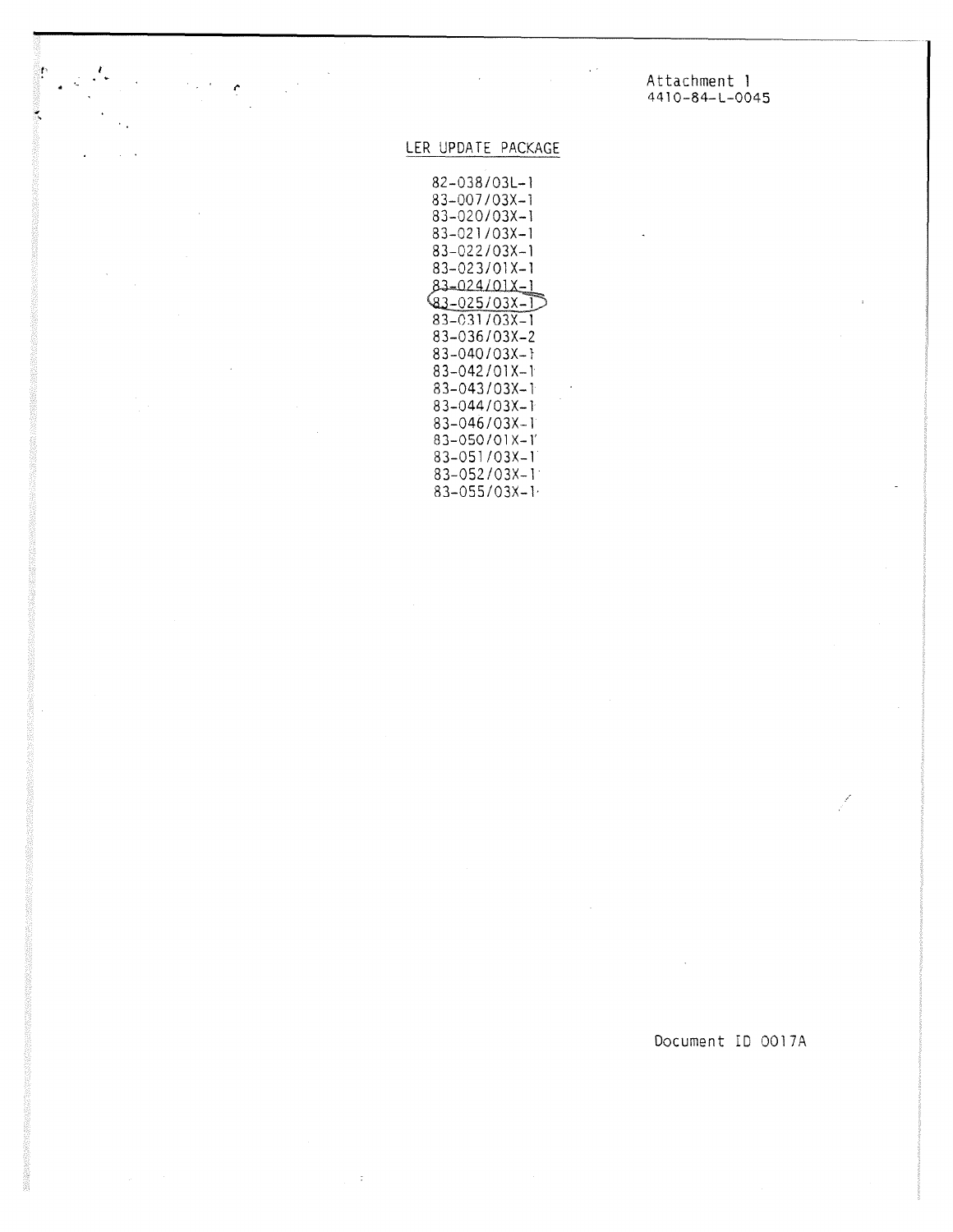Attachment 1
4410-84-L-0045

## LER UPDATE PACKAGE

82-038/03L-1
83-007/03X-1
83-020/03X-1
83-021/03X-1
83-022/03X-1
83-023/01X-1
83-024/01X-1
83-025/03X-1
83-031/03X-1
83-036/03X-2
83-040/03X-1
83-042/01X-1
83-043/03X-1
83-044/03X-1
83-046/03X-1
83-050/01X-1
83-051/03X-1
83-052/03X-1
83-055/03X-1

Document ID 0017A